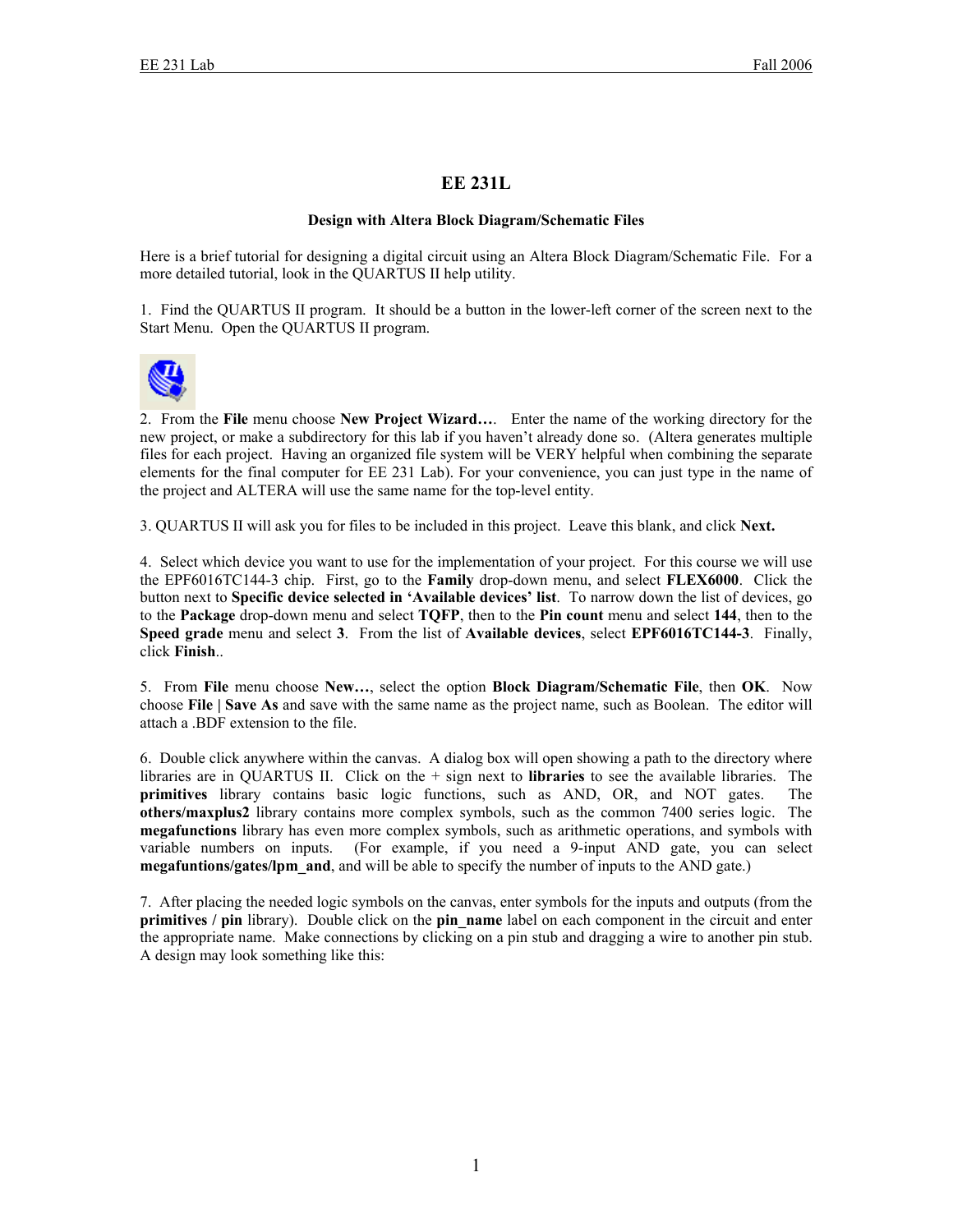# EE 231L

### Design with Altera Block Diagram/Schematic Files

Here is a brief tutorial for designing a digital circuit using an Altera Block Diagram/Schematic File. For a more detailed tutorial, look in the QUARTUS II help utility.

1. Find the QUARTUS II program. It should be a button in the lower-left corner of the screen next to the Start Menu. Open the QUARTUS II program.

2. From the **File** menu choose **New Project Wizard…**. Enter the name of the working directory for the new project, or make a subdirectory for this lab if you haven't already done so. (Altera generates multiple files for each project. Having an organized file system will be VERY helpful when combining the separate elements for the final computer for EE 231 Lab). For your convenience, you can just type in the name of the project and ALTERA will use the same name for the top-level entity.

3. QUARTUS II will ask you for files to be included in this project. Leave this blank, and click **Next.**

4. Select which device you want to use for the implementation of your project. For this course we will use the EPF6016TC144-3 chip. First, go to the **Family** drop-down menu, and select **FLEX6000**. Click the button next to **Specific device selected in 'Available devices' list**. To narrow down the list of devices, go to the **Package** drop-down menu and select **TQFP**, then to the **Pin count** menu and select **144**, then to the **Speed grade** menu and select **3**. From the list of **Available devices**, select **EPF6016TC144-3**. Finally, click **Finish**..

5. From **File** menu choose **New…**, select the option **Block Diagram/Schematic File**, then **OK**. Now choose **File | Save As** and save with the same name as the project name, such as Boolean. The editor will attach a .BDF extension to the file.

6. Double click anywhere within the canvas. A dialog box will open showing a path to the directory where libraries are in QUARTUS II. Click on the + sign next to **libraries** to see the available libraries. The **primitives** library contains basic logic functions, such as AND, OR, and NOT gates. The **others/maxplus2** library contains more complex symbols, such as the common 7400 series logic. The **megafunctions** library has even more complex symbols, such as arithmetic operations, and symbols with variable numbers on inputs. (For example, if you need a 9-input AND gate, you can select **megafuntions/gates/lpm_and**, and will be able to specify the number of inputs to the AND gate.)

7. After placing the needed logic symbols on the canvas, enter symbols for the inputs and outputs (from the **primitives / pin** library). Double click on the **pin_name** label on each component in the circuit and enter the appropriate name. Make connections by clicking on a pin stub and dragging a wire to another pin stub. A design may look something like this: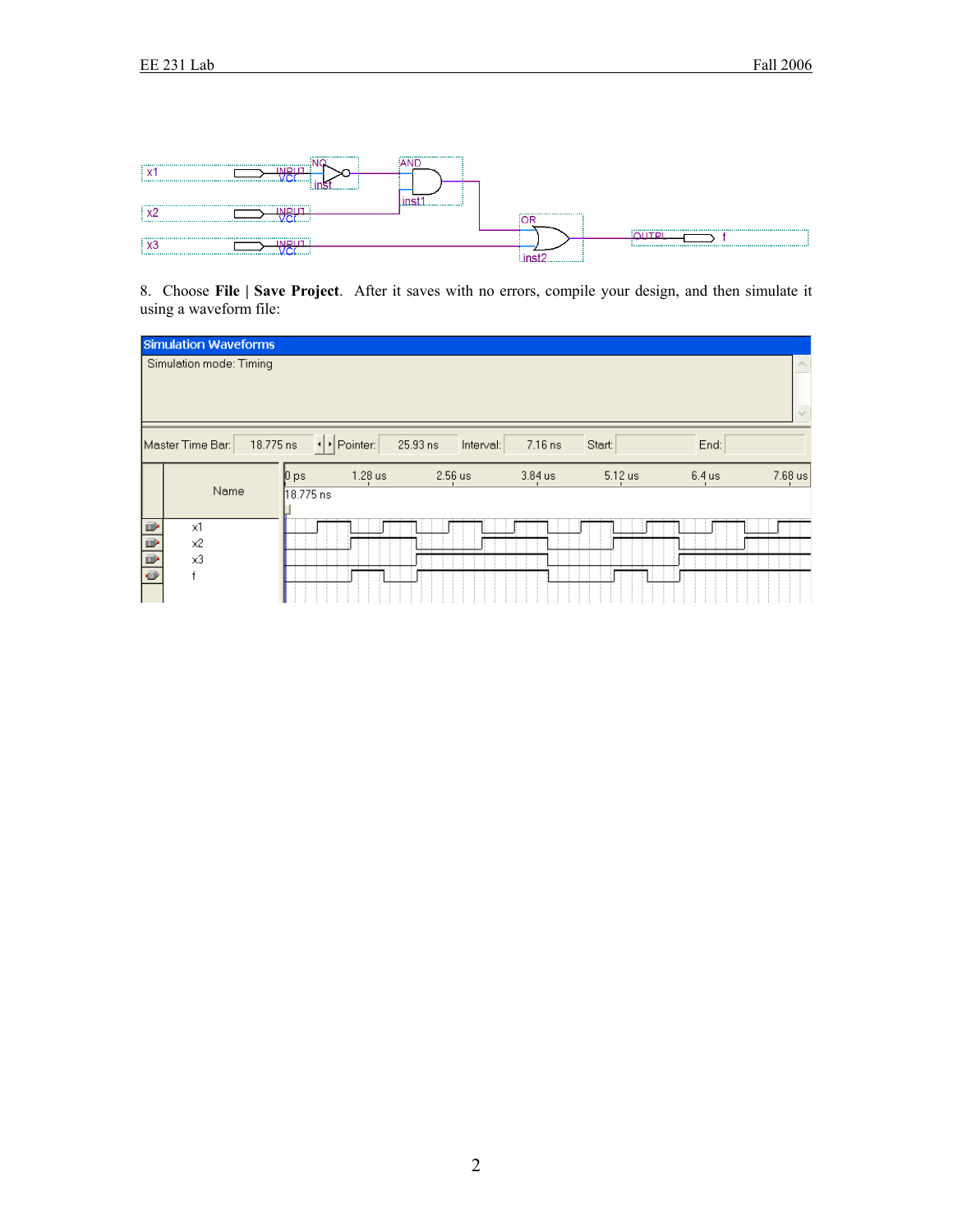x1

x2

x3

INPUT VCC

NOT inst

AND inst1

OR inst2

OUTPUT f

8. Choose **File | Save Project**. After it saves with no errors, compile your design, and then simulate it using a waveform file:

Simulation Waveforms

Simulation mode: Timing

Master Time Bar: 18.775 ns

Pointer: 25.93 ns

Interval: 7.16 ns

Start:

End:

Name

0 ps

1.28 us

2.56 us

3.84 us

5.12 us

6.4 us

7.68 us

18.775 ns

x1

x2

x3

f